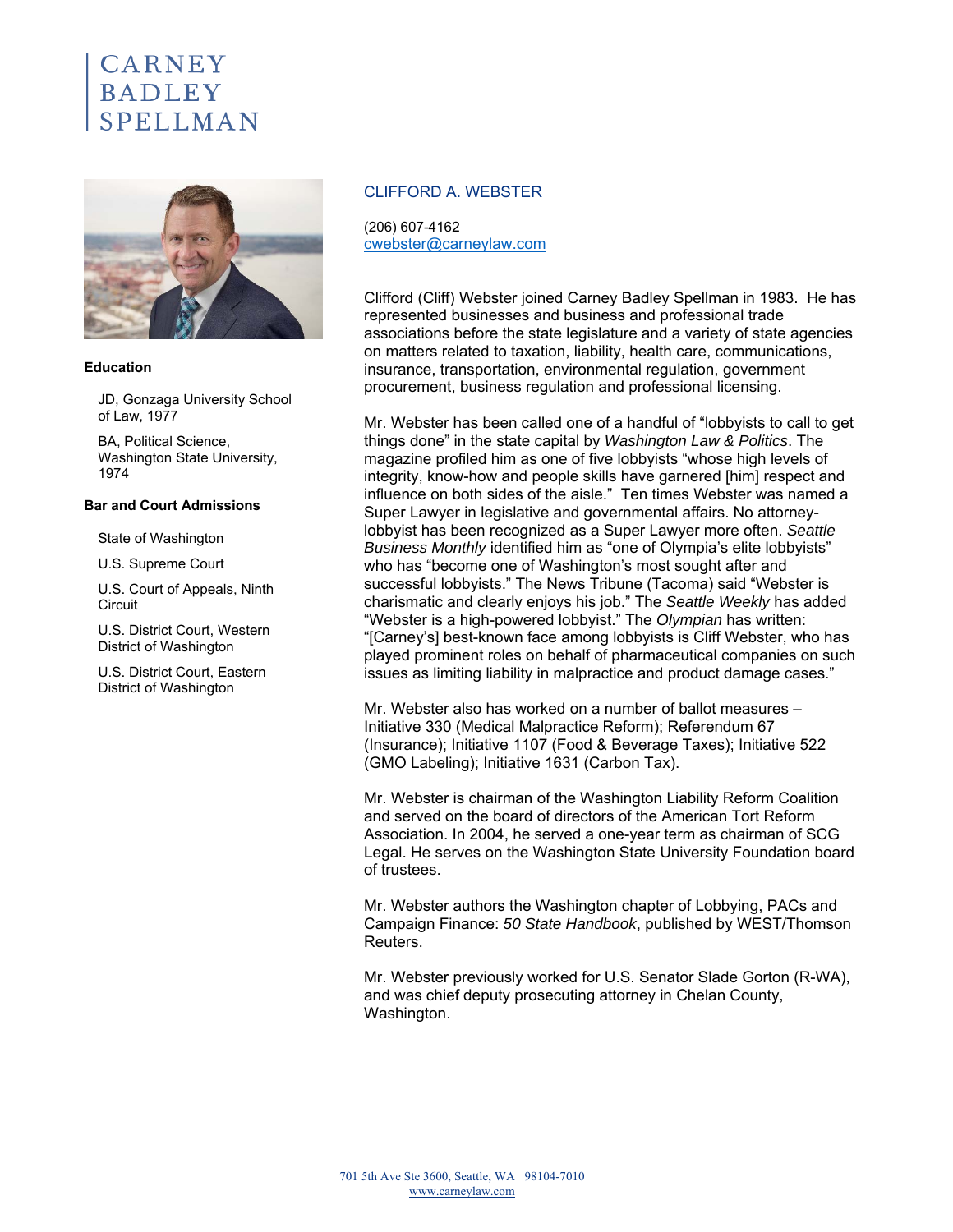CARNEY BADLEY SPELLMAN

## CLIFFORD A. WEBSTER

(206) 607-4162
cwebster@carneylaw.com

### Education

JD, Gonzaga University School of Law, 1977

BA, Political Science, Washington State University, 1974

### Bar and Court Admissions

State of Washington

U.S. Supreme Court

U.S. Court of Appeals, Ninth Circuit

U.S. District Court, Western District of Washington

U.S. District Court, Eastern District of Washington

Clifford (Cliff) Webster joined Carney Badley Spellman in 1983. He has represented businesses and business and professional trade associations before the state legislature and a variety of state agencies on matters related to taxation, liability, health care, communications, insurance, transportation, environmental regulation, government procurement, business regulation and professional licensing.

Mr. Webster has been called one of a handful of "lobbyists to call to get things done" in the state capital by *Washington Law & Politics*. The magazine profiled him as one of five lobbyists "whose high levels of integrity, know-how and people skills have garnered [him] respect and influence on both sides of the aisle." Ten times Webster was named a Super Lawyer in legislative and governmental affairs. No attorney-lobbyist has been recognized as a Super Lawyer more often. *Seattle Business Monthly* identified him as "one of Olympia's elite lobbyists" who has "become one of Washington's most sought after and successful lobbyists." The News Tribune (Tacoma) said "Webster is charismatic and clearly enjoys his job." The *Seattle Weekly* has added "Webster is a high-powered lobbyist." The *Olympian* has written: "[Carney's] best-known face among lobbyists is Cliff Webster, who has played prominent roles on behalf of pharmaceutical companies on such issues as limiting liability in malpractice and product damage cases."

Mr. Webster also has worked on a number of ballot measures – Initiative 330 (Medical Malpractice Reform); Referendum 67 (Insurance); Initiative 1107 (Food & Beverage Taxes); Initiative 522 (GMO Labeling); Initiative 1631 (Carbon Tax).

Mr. Webster is chairman of the Washington Liability Reform Coalition and served on the board of directors of the American Tort Reform Association. In 2004, he served a one-year term as chairman of SCG Legal. He serves on the Washington State University Foundation board of trustees.

Mr. Webster authors the Washington chapter of Lobbying, PACs and Campaign Finance: *50 State Handbook*, published by WEST/Thomson Reuters.

Mr. Webster previously worked for U.S. Senator Slade Gorton (R-WA), and was chief deputy prosecuting attorney in Chelan County, Washington.

701 5th Ave Ste 3600, Seattle, WA 98104-7010
www.carneylaw.com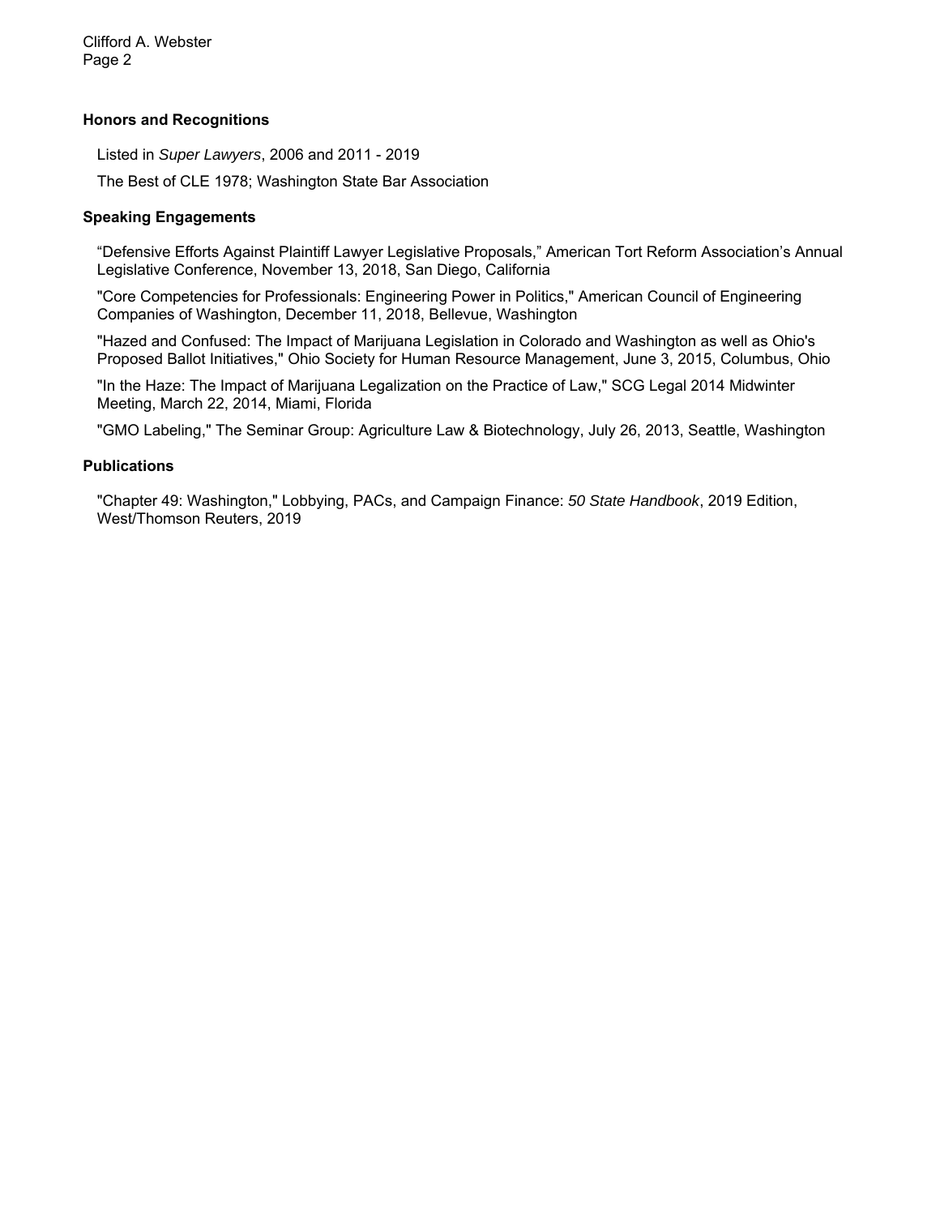### Honors and Recognitions

Listed in *Super Lawyers*, 2006 and 2011 - 2019

The Best of CLE 1978; Washington State Bar Association

### Speaking Engagements

“Defensive Efforts Against Plaintiff Lawyer Legislative Proposals,” American Tort Reform Association’s Annual Legislative Conference, November 13, 2018, San Diego, California

"Core Competencies for Professionals: Engineering Power in Politics," American Council of Engineering Companies of Washington, December 11, 2018, Bellevue, Washington

"Hazed and Confused: The Impact of Marijuana Legislation in Colorado and Washington as well as Ohio's Proposed Ballot Initiatives," Ohio Society for Human Resource Management, June 3, 2015, Columbus, Ohio

"In the Haze: The Impact of Marijuana Legalization on the Practice of Law," SCG Legal 2014 Midwinter Meeting, March 22, 2014, Miami, Florida

"GMO Labeling," The Seminar Group: Agriculture Law & Biotechnology, July 26, 2013, Seattle, Washington

### Publications

"Chapter 49: Washington," Lobbying, PACs, and Campaign Finance: *50 State Handbook*, 2019 Edition, West/Thomson Reuters, 2019